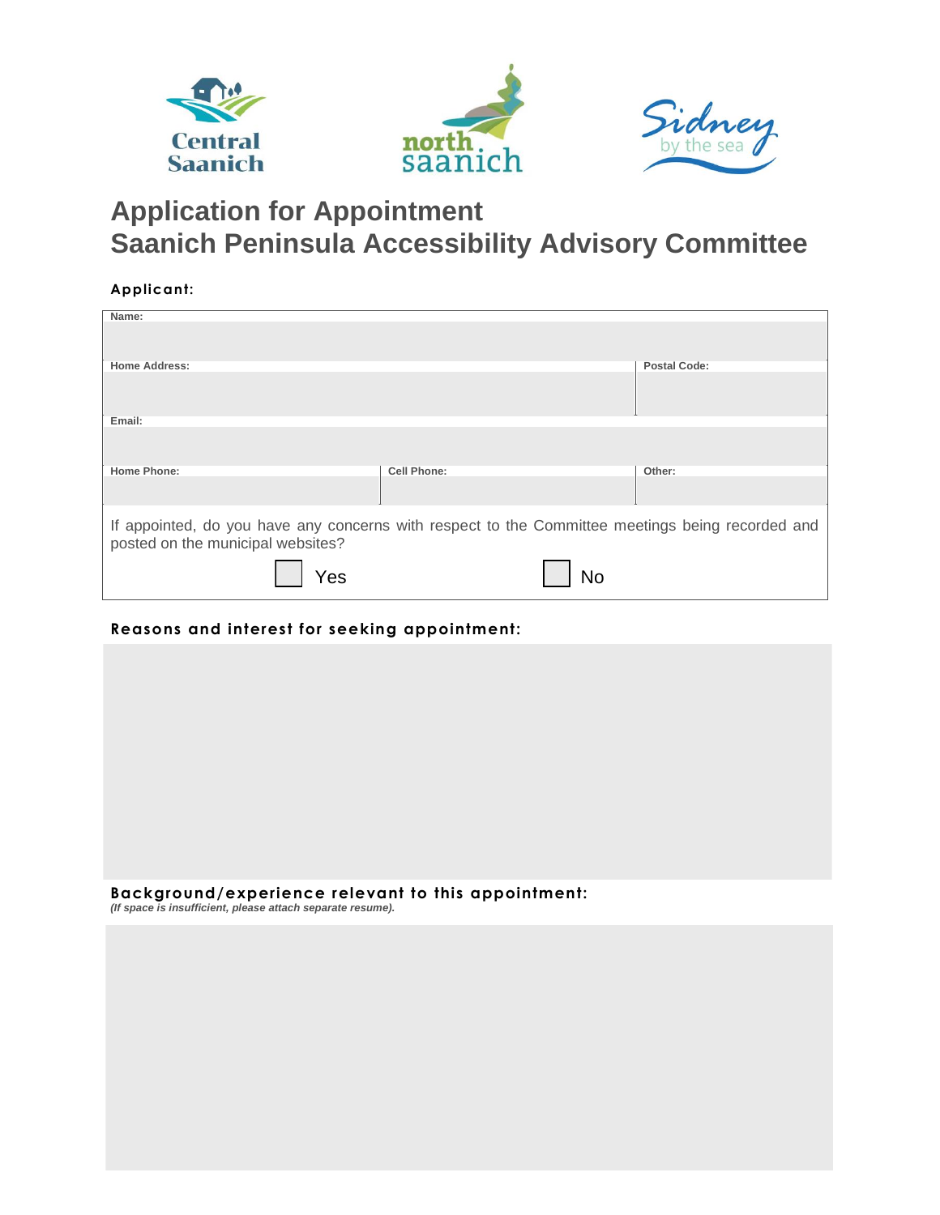# Application for Appointment
# Saanich Peninsula Accessibility Advisory Committee

**Applicant:**

| Name: | | |
|---|---|---|
| **Home Address:** | | **Postal Code:** |
| **Email:** | | |
| **Home Phone:** | **Cell Phone:** | **Other:** |

If appointed, do you have any concerns with respect to the Committee meetings being recorded and posted on the municipal websites?

☐ Yes ☐ No

**Reasons and interest for seeking appointment:**

**Background/experience relevant to this appointment:**
*(If space is insufficient, please attach separate resume).*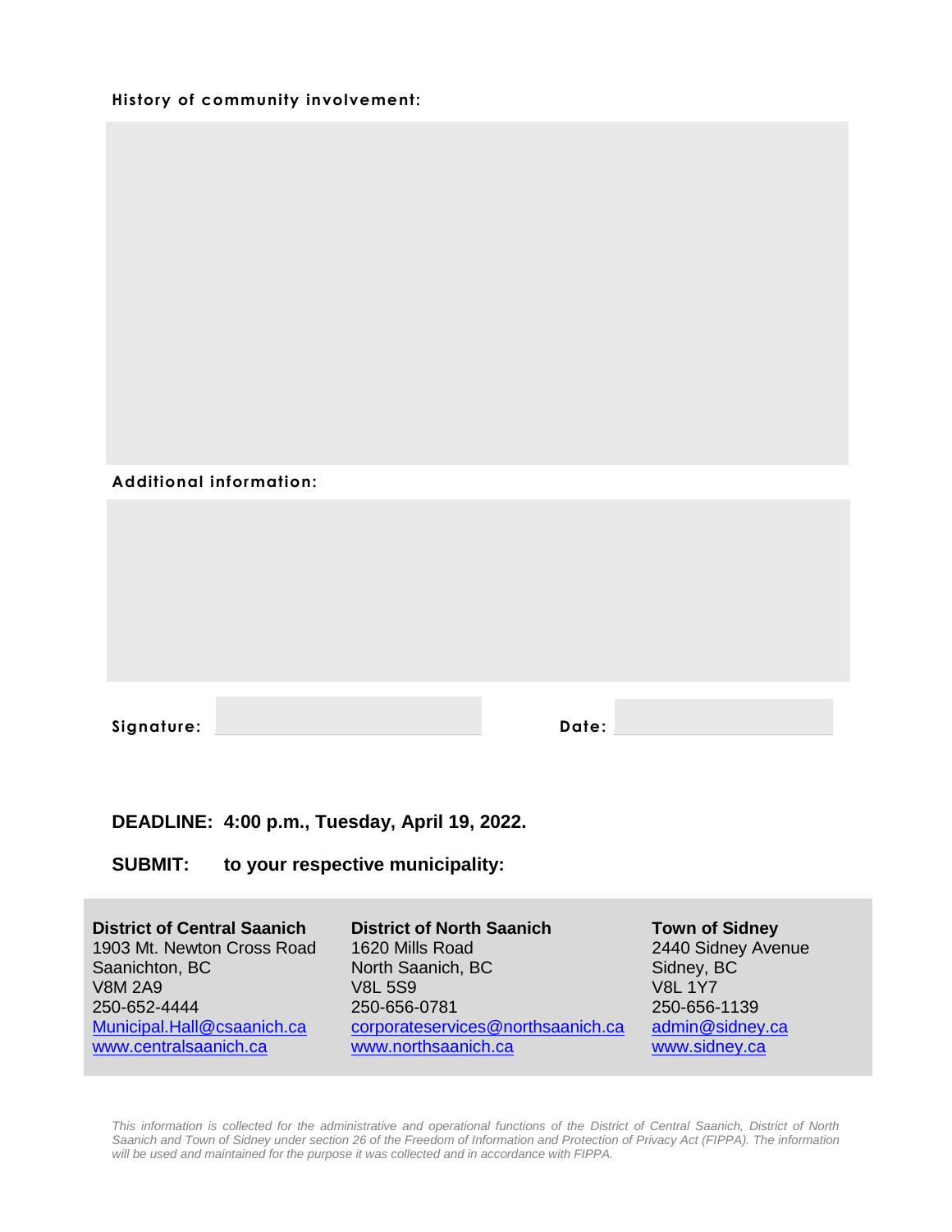**History of community involvement:**

**Additional information:**

**Signature:** **Date:**

**DEADLINE: 4:00 p.m., Tuesday, April 19, 2022.**

**SUBMIT: to your respective municipality:**

**District of Central Saanich**
1903 Mt. Newton Cross Road
Saanichton, BC
V8M 2A9
250-652-4444
Municipal.Hall@csaanich.ca
www.centralsaanich.ca

**District of North Saanich**
1620 Mills Road
North Saanich, BC
V8L 5S9
250-656-0781
corporateservices@northsaanich.ca
www.northsaanich.ca

**Town of Sidney**
2440 Sidney Avenue
Sidney, BC
V8L 1Y7
250-656-1139
admin@sidney.ca
www.sidney.ca

*This information is collected for the administrative and operational functions of the District of Central Saanich, District of North Saanich and Town of Sidney under section 26 of the Freedom of Information and Protection of Privacy Act (FIPPA). The information will be used and maintained for the purpose it was collected and in accordance with FIPPA.*